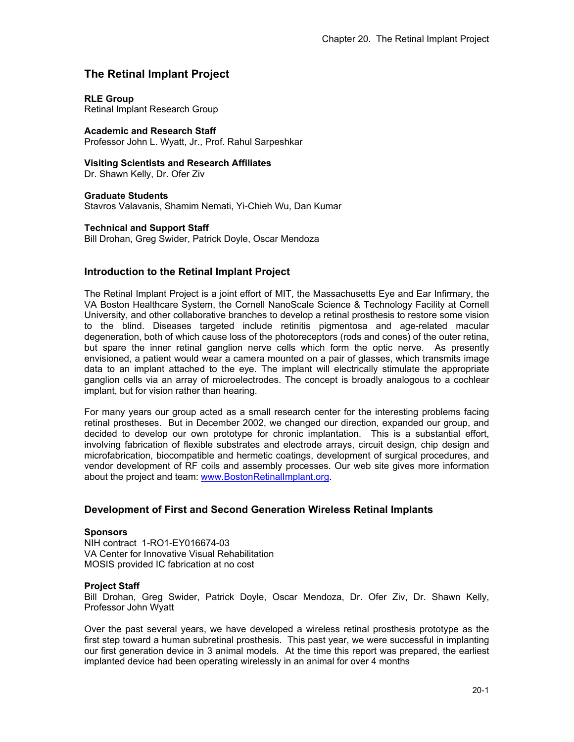# The Retinal Implant Project

**RLE Group**
Retinal Implant Research Group

**Academic and Research Staff**
Professor John L. Wyatt, Jr., Prof. Rahul Sarpeshkar

**Visiting Scientists and Research Affiliates**
Dr. Shawn Kelly, Dr. Ofer Ziv

**Graduate Students**
Stavros Valavanis, Shamim Nemati, Yi-Chieh Wu, Dan Kumar

**Technical and Support Staff**
Bill Drohan, Greg Swider, Patrick Doyle, Oscar Mendoza

## Introduction to the Retinal Implant Project

The Retinal Implant Project is a joint effort of MIT, the Massachusetts Eye and Ear Infirmary, the VA Boston Healthcare System, the Cornell NanoScale Science & Technology Facility at Cornell University, and other collaborative branches to develop a retinal prosthesis to restore some vision to the blind. Diseases targeted include retinitis pigmentosa and age-related macular degeneration, both of which cause loss of the photoreceptors (rods and cones) of the outer retina, but spare the inner retinal ganglion nerve cells which form the optic nerve. As presently envisioned, a patient would wear a camera mounted on a pair of glasses, which transmits image data to an implant attached to the eye. The implant will electrically stimulate the appropriate ganglion cells via an array of microelectrodes. The concept is broadly analogous to a cochlear implant, but for vision rather than hearing.

For many years our group acted as a small research center for the interesting problems facing retinal prostheses. But in December 2002, we changed our direction, expanded our group, and decided to develop our own prototype for chronic implantation. This is a substantial effort, involving fabrication of flexible substrates and electrode arrays, circuit design, chip design and microfabrication, biocompatible and hermetic coatings, development of surgical procedures, and vendor development of RF coils and assembly processes. Our web site gives more information about the project and team: www.BostonRetinalImplant.org.

## Development of First and Second Generation Wireless Retinal Implants

**Sponsors**
NIH contract 1-RO1-EY016674-03
VA Center for Innovative Visual Rehabilitation
MOSIS provided IC fabrication at no cost

**Project Staff**
Bill Drohan, Greg Swider, Patrick Doyle, Oscar Mendoza, Dr. Ofer Ziv, Dr. Shawn Kelly, Professor John Wyatt

Over the past several years, we have developed a wireless retinal prosthesis prototype as the first step toward a human subretinal prosthesis. This past year, we were successful in implanting our first generation device in 3 animal models. At the time this report was prepared, the earliest implanted device had been operating wirelessly in an animal for over 4 months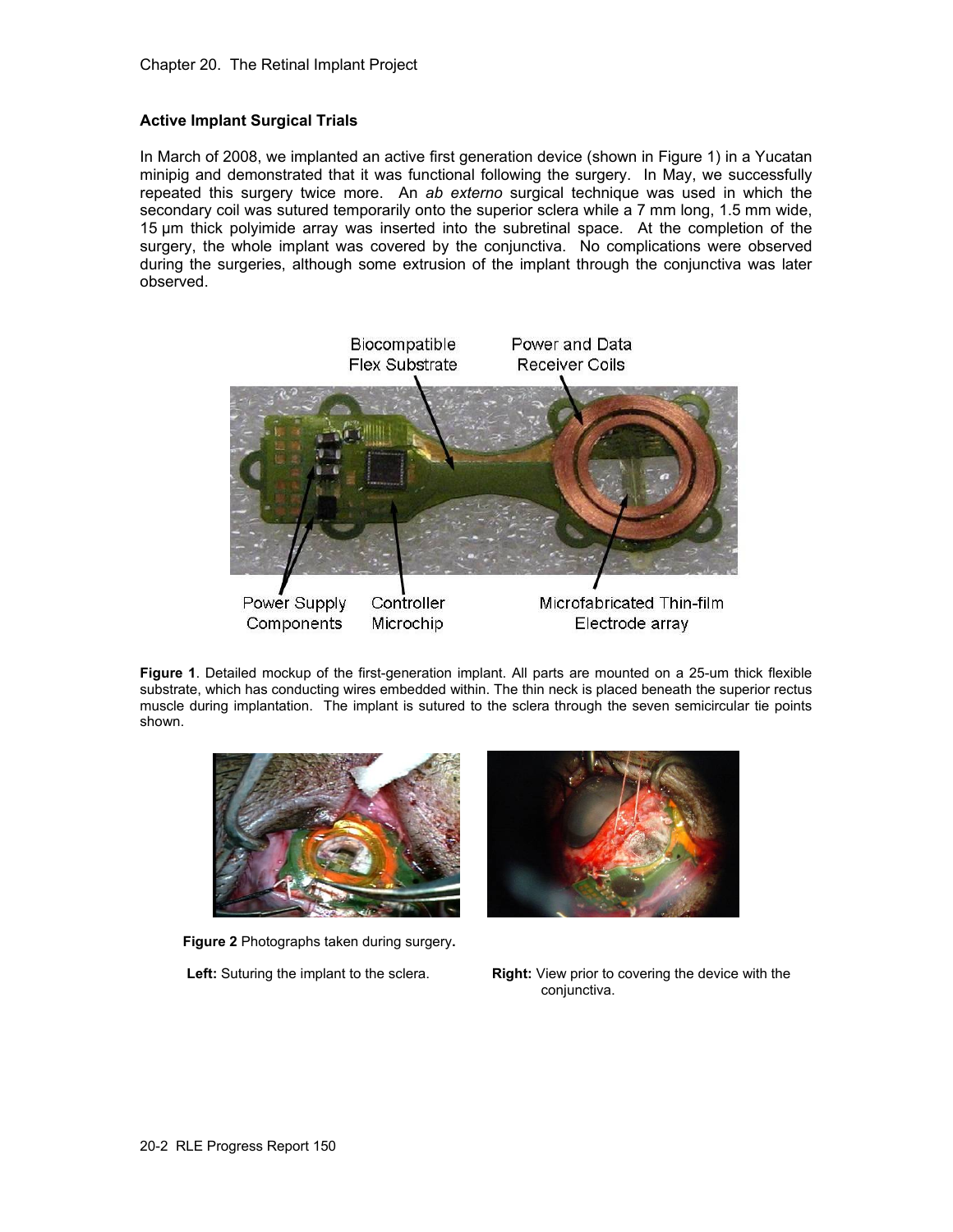### Active Implant Surgical Trials

In March of 2008, we implanted an active first generation device (shown in Figure 1) in a Yucatan minipig and demonstrated that it was functional following the surgery. In May, we successfully repeated this surgery twice more. An *ab externo* surgical technique was used in which the secondary coil was sutured temporarily onto the superior sclera while a 7 mm long, 1.5 mm wide, 15 µm thick polyimide array was inserted into the subretinal space. At the completion of the surgery, the whole implant was covered by the conjunctiva. No complications were observed during the surgeries, although some extrusion of the implant through the conjunctiva was later observed.

**Figure 1**. Detailed mockup of the first-generation implant. All parts are mounted on a 25-um thick flexible substrate, which has conducting wires embedded within. The thin neck is placed beneath the superior rectus muscle during implantation. The implant is sutured to the sclera through the seven semicircular tie points shown.

**Figure 2** Photographs taken during surgery.

**Left:** Suturing the implant to the sclera.

**Right:** View prior to covering the device with the conjunctiva.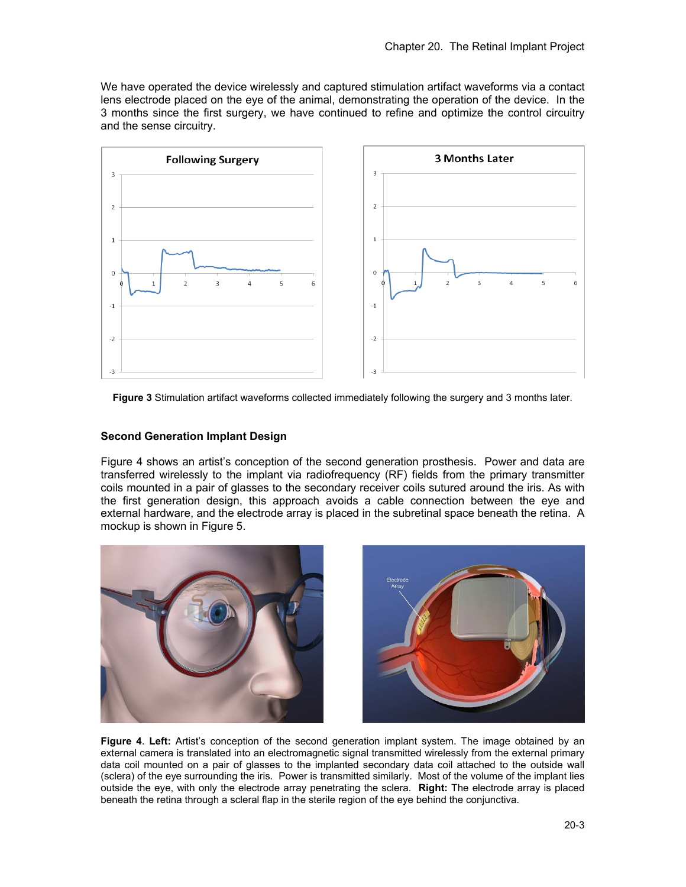We have operated the device wirelessly and captured stimulation artifact waveforms via a contact lens electrode placed on the eye of the animal, demonstrating the operation of the device. In the 3 months since the first surgery, we have continued to refine and optimize the control circuitry and the sense circuitry.

**Figure 3** Stimulation artifact waveforms collected immediately following the surgery and 3 months later.

### Second Generation Implant Design

Figure 4 shows an artist's conception of the second generation prosthesis. Power and data are transferred wirelessly to the implant via radiofrequency (RF) fields from the primary transmitter coils mounted in a pair of glasses to the secondary receiver coils sutured around the iris. As with the first generation design, this approach avoids a cable connection between the eye and external hardware, and the electrode array is placed in the subretinal space beneath the retina. A mockup is shown in Figure 5.

**Figure 4**. **Left:** Artist's conception of the second generation implant system. The image obtained by an external camera is translated into an electromagnetic signal transmitted wirelessly from the external primary data coil mounted on a pair of glasses to the implanted secondary data coil attached to the outside wall (sclera) of the eye surrounding the iris. Power is transmitted similarly. Most of the volume of the implant lies outside the eye, with only the electrode array penetrating the sclera. **Right:** The electrode array is placed beneath the retina through a scleral flap in the sterile region of the eye behind the conjunctiva.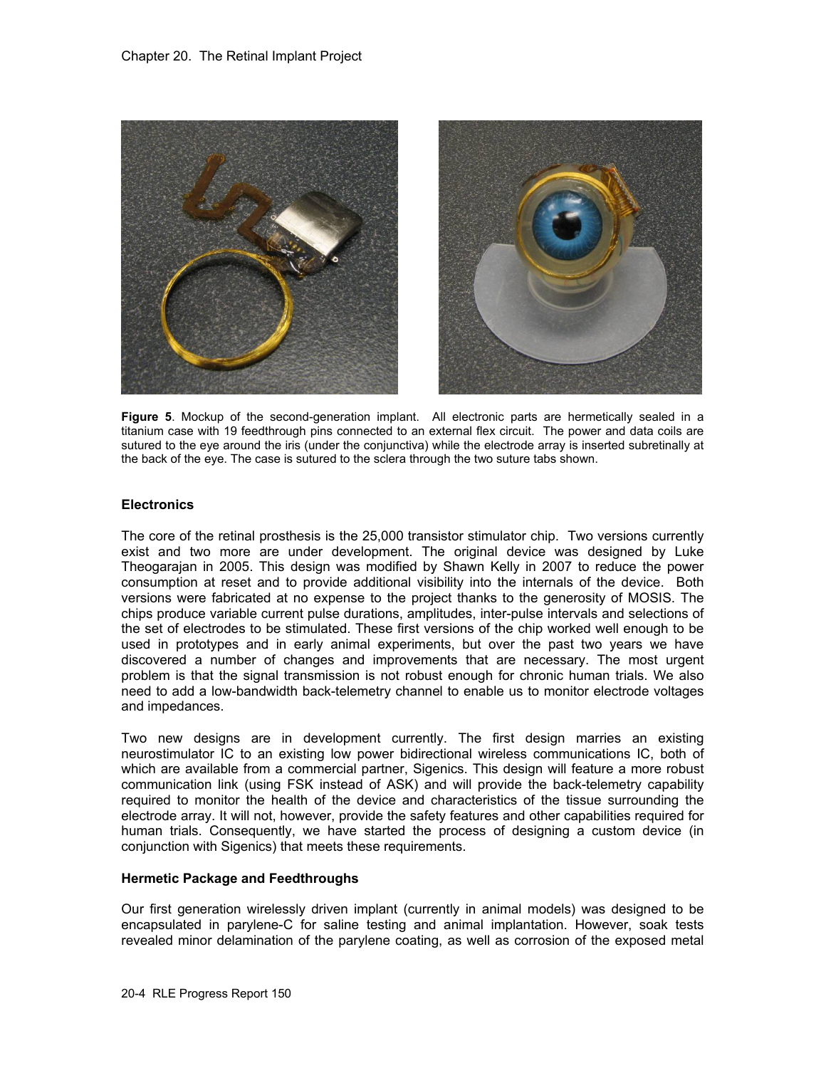**Figure 5**. Mockup of the second-generation implant. All electronic parts are hermetically sealed in a titanium case with 19 feedthrough pins connected to an external flex circuit. The power and data coils are sutured to the eye around the iris (under the conjunctiva) while the electrode array is inserted subretinally at the back of the eye. The case is sutured to the sclera through the two suture tabs shown.

### Electronics

The core of the retinal prosthesis is the 25,000 transistor stimulator chip. Two versions currently exist and two more are under development. The original device was designed by Luke Theogarajan in 2005. This design was modified by Shawn Kelly in 2007 to reduce the power consumption at reset and to provide additional visibility into the internals of the device. Both versions were fabricated at no expense to the project thanks to the generosity of MOSIS. The chips produce variable current pulse durations, amplitudes, inter-pulse intervals and selections of the set of electrodes to be stimulated. These first versions of the chip worked well enough to be used in prototypes and in early animal experiments, but over the past two years we have discovered a number of changes and improvements that are necessary. The most urgent problem is that the signal transmission is not robust enough for chronic human trials. We also need to add a low-bandwidth back-telemetry channel to enable us to monitor electrode voltages and impedances.

Two new designs are in development currently. The first design marries an existing neurostimulator IC to an existing low power bidirectional wireless communications IC, both of which are available from a commercial partner, Sigenics. This design will feature a more robust communication link (using FSK instead of ASK) and will provide the back-telemetry capability required to monitor the health of the device and characteristics of the tissue surrounding the electrode array. It will not, however, provide the safety features and other capabilities required for human trials. Consequently, we have started the process of designing a custom device (in conjunction with Sigenics) that meets these requirements.

### Hermetic Package and Feedthroughs

Our first generation wirelessly driven implant (currently in animal models) was designed to be encapsulated in parylene-C for saline testing and animal implantation. However, soak tests revealed minor delamination of the parylene coating, as well as corrosion of the exposed metal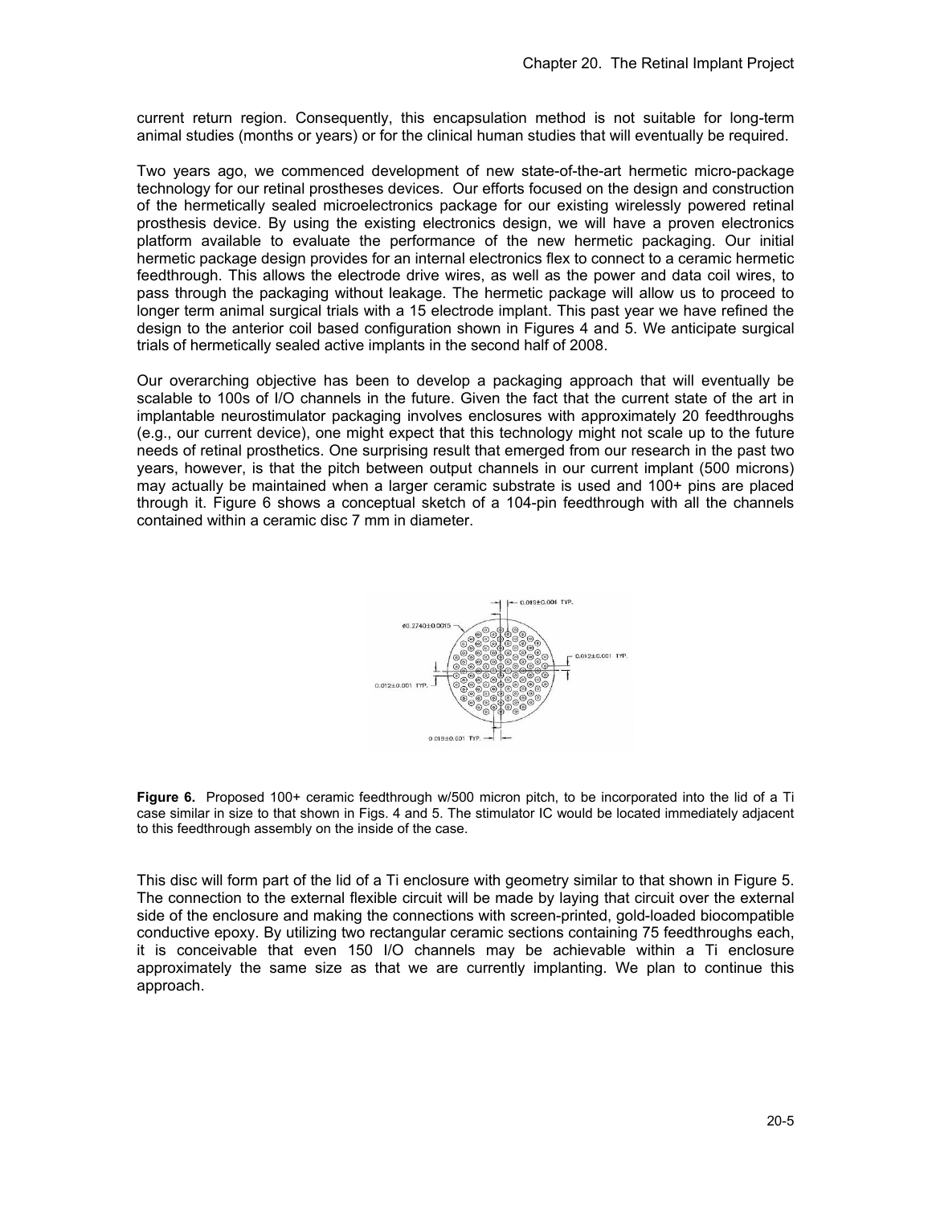current return region. Consequently, this encapsulation method is not suitable for long-term animal studies (months or years) or for the clinical human studies that will eventually be required.

Two years ago, we commenced development of new state-of-the-art hermetic micro-package technology for our retinal prostheses devices. Our efforts focused on the design and construction of the hermetically sealed microelectronics package for our existing wirelessly powered retinal prosthesis device. By using the existing electronics design, we will have a proven electronics platform available to evaluate the performance of the new hermetic packaging. Our initial hermetic package design provides for an internal electronics flex to connect to a ceramic hermetic feedthrough. This allows the electrode drive wires, as well as the power and data coil wires, to pass through the packaging without leakage. The hermetic package will allow us to proceed to longer term animal surgical trials with a 15 electrode implant. This past year we have refined the design to the anterior coil based configuration shown in Figures 4 and 5. We anticipate surgical trials of hermetically sealed active implants in the second half of 2008.

Our overarching objective has been to develop a packaging approach that will eventually be scalable to 100s of I/O channels in the future. Given the fact that the current state of the art in implantable neurostimulator packaging involves enclosures with approximately 20 feedthroughs (e.g., our current device), one might expect that this technology might not scale up to the future needs of retinal prosthetics. One surprising result that emerged from our research in the past two years, however, is that the pitch between output channels in our current implant (500 microns) may actually be maintained when a larger ceramic substrate is used and 100+ pins are placed through it. Figure 6 shows a conceptual sketch of a 104-pin feedthrough with all the channels contained within a ceramic disc 7 mm in diameter.

**Figure 6.** Proposed 100+ ceramic feedthrough w/500 micron pitch, to be incorporated into the lid of a Ti case similar in size to that shown in Figs. 4 and 5. The stimulator IC would be located immediately adjacent to this feedthrough assembly on the inside of the case.

This disc will form part of the lid of a Ti enclosure with geometry similar to that shown in Figure 5. The connection to the external flexible circuit will be made by laying that circuit over the external side of the enclosure and making the connections with screen-printed, gold-loaded biocompatible conductive epoxy. By utilizing two rectangular ceramic sections containing 75 feedthroughs each, it is conceivable that even 150 I/O channels may be achievable within a Ti enclosure approximately the same size as that we are currently implanting. We plan to continue this approach.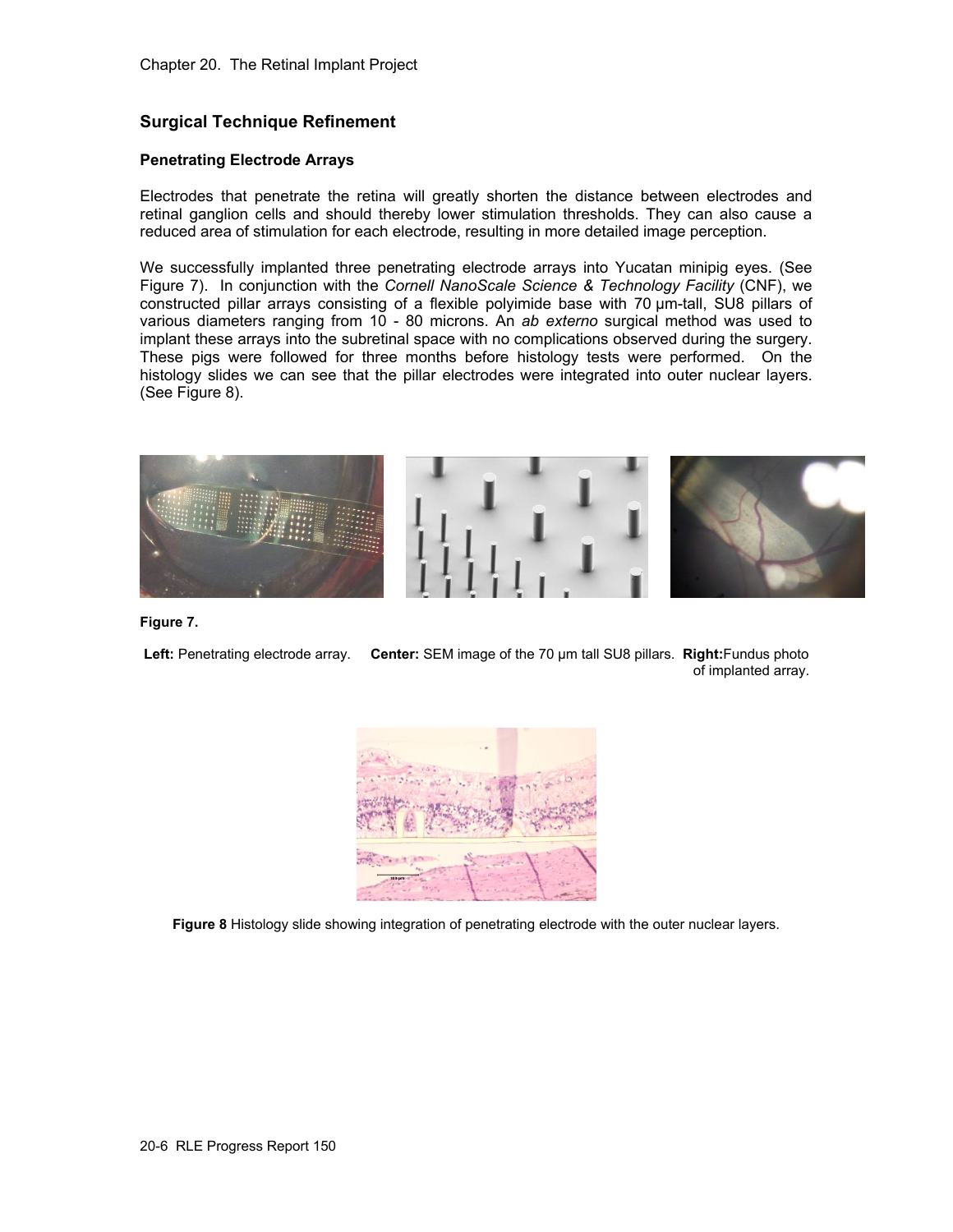## Surgical Technique Refinement

### Penetrating Electrode Arrays

Electrodes that penetrate the retina will greatly shorten the distance between electrodes and retinal ganglion cells and should thereby lower stimulation thresholds. They can also cause a reduced area of stimulation for each electrode, resulting in more detailed image perception.

We successfully implanted three penetrating electrode arrays into Yucatan minipig eyes. (See Figure 7). In conjunction with the *Cornell NanoScale Science & Technology Facility* (CNF), we constructed pillar arrays consisting of a flexible polyimide base with 70 μm-tall, SU8 pillars of various diameters ranging from 10 - 80 microns. An *ab externo* surgical method was used to implant these arrays into the subretinal space with no complications observed during the surgery. These pigs were followed for three months before histology tests were performed. On the histology slides we can see that the pillar electrodes were integrated into outer nuclear layers. (See Figure 8).

**Figure 7.**

**Left:** Penetrating electrode array. **Center:** SEM image of the 70 μm tall SU8 pillars. **Right:** Fundus photo of implanted array.

**Figure 8** Histology slide showing integration of penetrating electrode with the outer nuclear layers.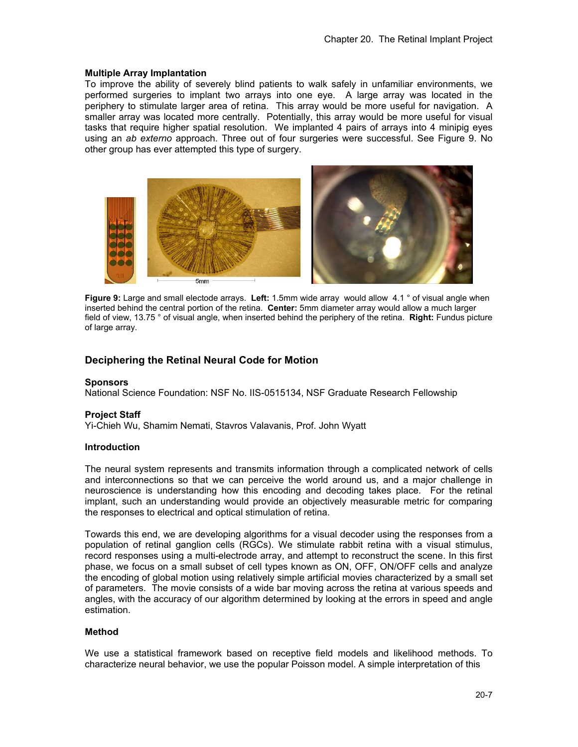### Multiple Array Implantation

To improve the ability of severely blind patients to walk safely in unfamiliar environments, we performed surgeries to implant two arrays into one eye. A large array was located in the periphery to stimulate larger area of retina. This array would be more useful for navigation. A smaller array was located more centrally. Potentially, this array would be more useful for visual tasks that require higher spatial resolution. We implanted 4 pairs of arrays into 4 minipig eyes using an *ab externo* approach. Three out of four surgeries were successful. See Figure 9. No other group has ever attempted this type of surgery.

**Figure 9:** Large and small electode arrays. **Left:** 1.5mm wide array would allow 4.1 ° of visual angle when inserted behind the central portion of the retina. **Center:** 5mm diameter array would allow a much larger field of view, 13.75 ° of visual angle, when inserted behind the periphery of the retina. **Right:** Fundus picture of large array.

## Deciphering the Retinal Neural Code for Motion

### Sponsors

National Science Foundation: NSF No. IIS-0515134, NSF Graduate Research Fellowship

### Project Staff

Yi-Chieh Wu, Shamim Nemati, Stavros Valavanis, Prof. John Wyatt

### Introduction

The neural system represents and transmits information through a complicated network of cells and interconnections so that we can perceive the world around us, and a major challenge in neuroscience is understanding how this encoding and decoding takes place. For the retinal implant, such an understanding would provide an objectively measurable metric for comparing the responses to electrical and optical stimulation of retina.

Towards this end, we are developing algorithms for a visual decoder using the responses from a population of retinal ganglion cells (RGCs). We stimulate rabbit retina with a visual stimulus, record responses using a multi-electrode array, and attempt to reconstruct the scene. In this first phase, we focus on a small subset of cell types known as ON, OFF, ON/OFF cells and analyze the encoding of global motion using relatively simple artificial movies characterized by a small set of parameters. The movie consists of a wide bar moving across the retina at various speeds and angles, with the accuracy of our algorithm determined by looking at the errors in speed and angle estimation.

### Method

We use a statistical framework based on receptive field models and likelihood methods. To characterize neural behavior, we use the popular Poisson model. A simple interpretation of this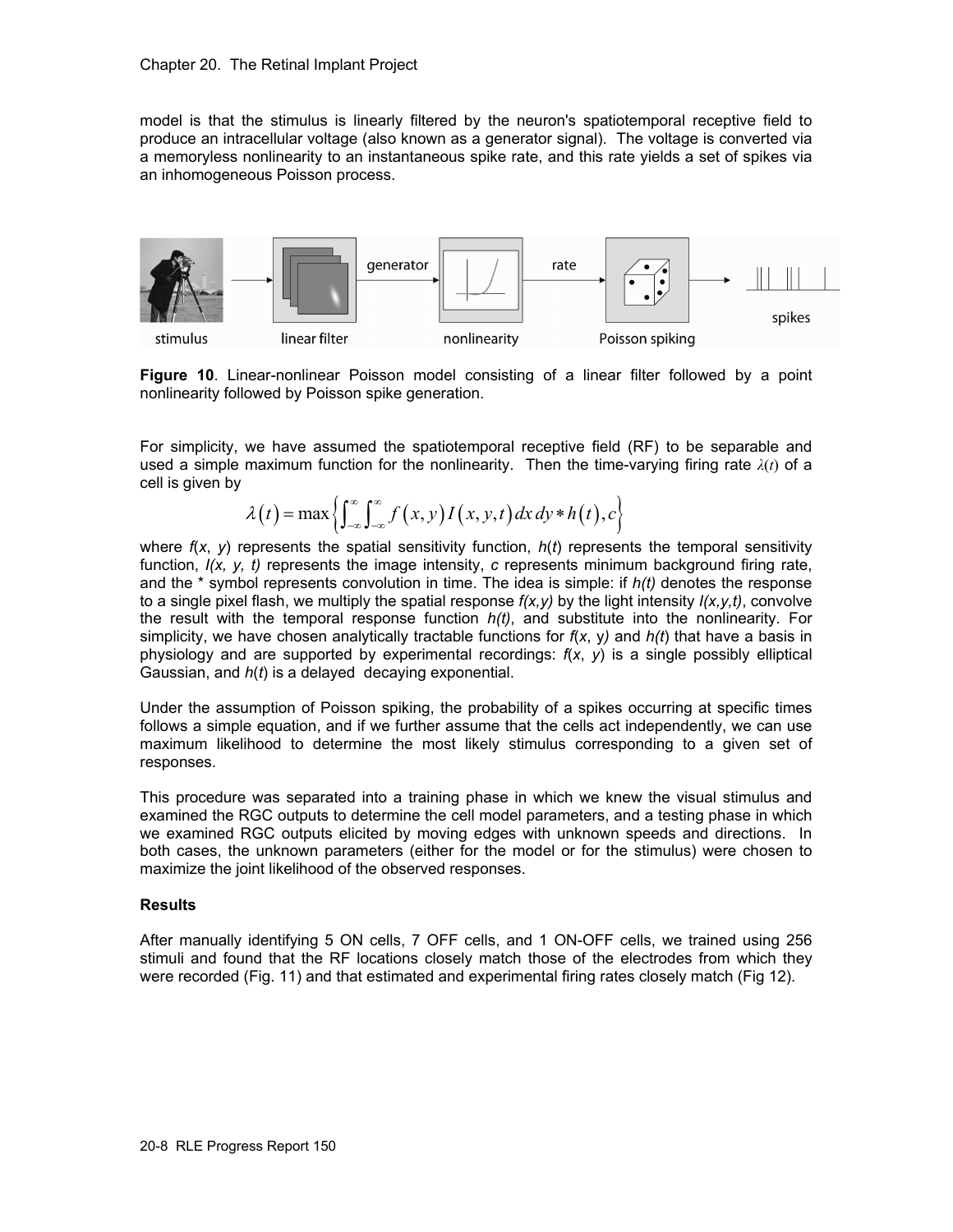model is that the stimulus is linearly filtered by the neuron's spatiotemporal receptive field to produce an intracellular voltage (also known as a generator signal). The voltage is converted via a memoryless nonlinearity to an instantaneous spike rate, and this rate yields a set of spikes via an inhomogeneous Poisson process.

**Figure 10**. Linear-nonlinear Poisson model consisting of a linear filter followed by a point nonlinearity followed by Poisson spike generation.

For simplicity, we have assumed the spatiotemporal receptive field (RF) to be separable and used a simple maximum function for the nonlinearity. Then the time-varying firing rate $\lambda(t)$ of a cell is given by

$$\lambda(t) = \max\left\{ \int_{-\infty}^{\infty} \int_{-\infty}^{\infty} f(x,y) I(x,y,t) \, dx \, dy * h(t), c \right\}$$

where $f(x, y)$ represents the spatial sensitivity function, $h(t)$ represents the temporal sensitivity function, $I(x, y, t)$ represents the image intensity, $c$ represents minimum background firing rate, and the * symbol represents convolution in time. The idea is simple: if $h(t)$ denotes the response to a single pixel flash, we multiply the spatial response $f(x,y)$ by the light intensity $I(x,y,t)$, convolve the result with the temporal response function $h(t)$, and substitute into the nonlinearity. For simplicity, we have chosen analytically tractable functions for $f(x, y)$ and $h(t)$ that have a basis in physiology and are supported by experimental recordings: $f(x, y)$ is a single possibly elliptical Gaussian, and $h(t)$ is a delayed decaying exponential.

Under the assumption of Poisson spiking, the probability of a spikes occurring at specific times follows a simple equation, and if we further assume that the cells act independently, we can use maximum likelihood to determine the most likely stimulus corresponding to a given set of responses.

This procedure was separated into a training phase in which we knew the visual stimulus and examined the RGC outputs to determine the cell model parameters, and a testing phase in which we examined RGC outputs elicited by moving edges with unknown speeds and directions. In both cases, the unknown parameters (either for the model or for the stimulus) were chosen to maximize the joint likelihood of the observed responses.

### Results

After manually identifying 5 ON cells, 7 OFF cells, and 1 ON-OFF cells, we trained using 256 stimuli and found that the RF locations closely match those of the electrodes from which they were recorded (Fig. 11) and that estimated and experimental firing rates closely match (Fig 12).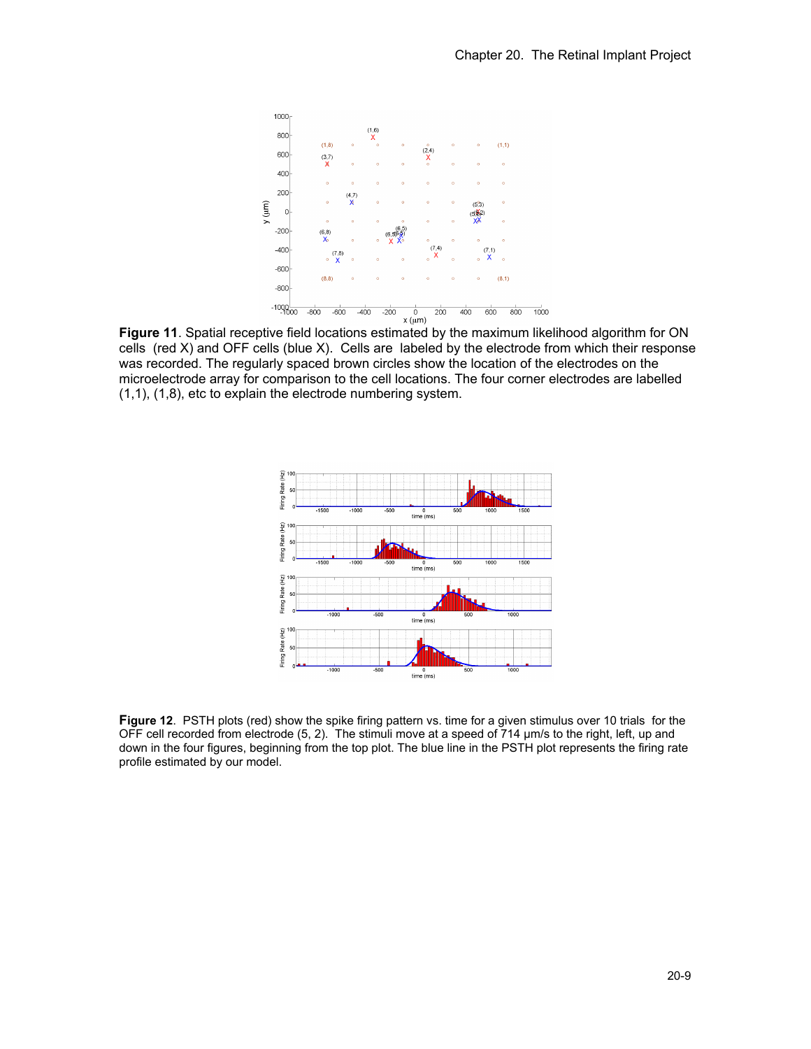**Figure 11**. Spatial receptive field locations estimated by the maximum likelihood algorithm for ON cells (red X) and OFF cells (blue X). Cells are labeled by the electrode from which their response was recorded. The regularly spaced brown circles show the location of the electrodes on the microelectrode array for comparison to the cell locations. The four corner electrodes are labelled (1,1), (1,8), etc to explain the electrode numbering system.

**Figure 12**. PSTH plots (red) show the spike firing pattern vs. time for a given stimulus over 10 trials for the OFF cell recorded from electrode (5, 2). The stimuli move at a speed of 714 μm/s to the right, left, up and down in the four figures, beginning from the top plot. The blue line in the PSTH plot represents the firing rate profile estimated by our model.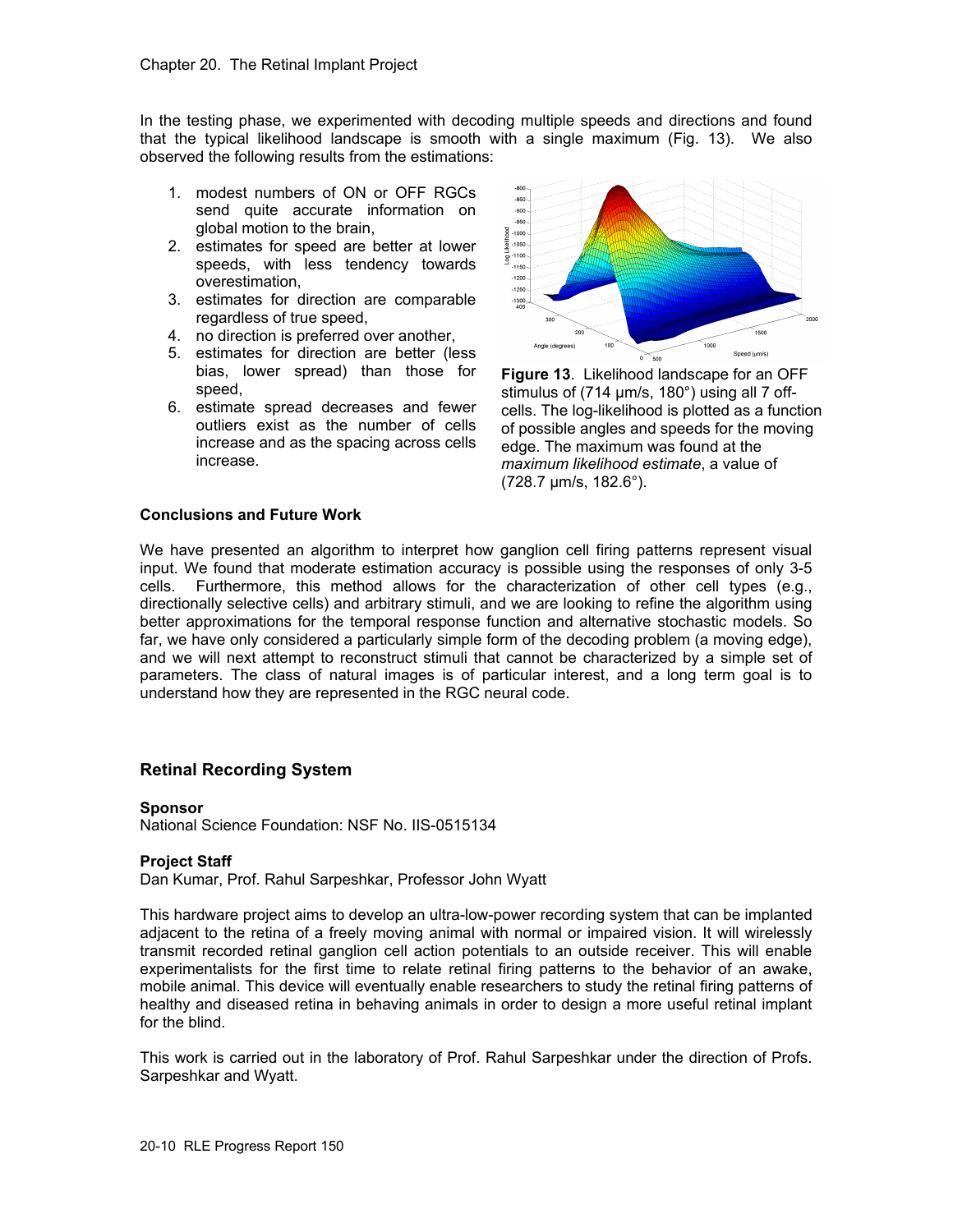In the testing phase, we experimented with decoding multiple speeds and directions and found that the typical likelihood landscape is smooth with a single maximum (Fig. 13). We also observed the following results from the estimations:

1. modest numbers of ON or OFF RGCs send quite accurate information on global motion to the brain,
2. estimates for speed are better at lower speeds, with less tendency towards overestimation,
3. estimates for direction are comparable regardless of true speed,
4. no direction is preferred over another,
5. estimates for direction are better (less bias, lower spread) than those for speed,
6. estimate spread decreases and fewer outliers exist as the number of cells increase and as the spacing across cells increase.

**Figure 13**. Likelihood landscape for an OFF stimulus of (714 μm/s, 180°) using all 7 off-cells. The log-likelihood is plotted as a function of possible angles and speeds for the moving edge. The maximum was found at the *maximum likelihood estimate*, a value of (728.7 μm/s, 182.6°).

**Conclusions and Future Work**

We have presented an algorithm to interpret how ganglion cell firing patterns represent visual input. We found that moderate estimation accuracy is possible using the responses of only 3-5 cells. Furthermore, this method allows for the characterization of other cell types (e.g., directionally selective cells) and arbitrary stimuli, and we are looking to refine the algorithm using better approximations for the temporal response function and alternative stochastic models. So far, we have only considered a particularly simple form of the decoding problem (a moving edge), and we will next attempt to reconstruct stimuli that cannot be characterized by a simple set of parameters. The class of natural images is of particular interest, and a long term goal is to understand how they are represented in the RGC neural code.

## Retinal Recording System

**Sponsor**
National Science Foundation: NSF No. IIS-0515134

**Project Staff**
Dan Kumar, Prof. Rahul Sarpeshkar, Professor John Wyatt

This hardware project aims to develop an ultra-low-power recording system that can be implanted adjacent to the retina of a freely moving animal with normal or impaired vision. It will wirelessly transmit recorded retinal ganglion cell action potentials to an outside receiver. This will enable experimentalists for the first time to relate retinal firing patterns to the behavior of an awake, mobile animal. This device will eventually enable researchers to study the retinal firing patterns of healthy and diseased retina in behaving animals in order to design a more useful retinal implant for the blind.

This work is carried out in the laboratory of Prof. Rahul Sarpeshkar under the direction of Profs. Sarpeshkar and Wyatt.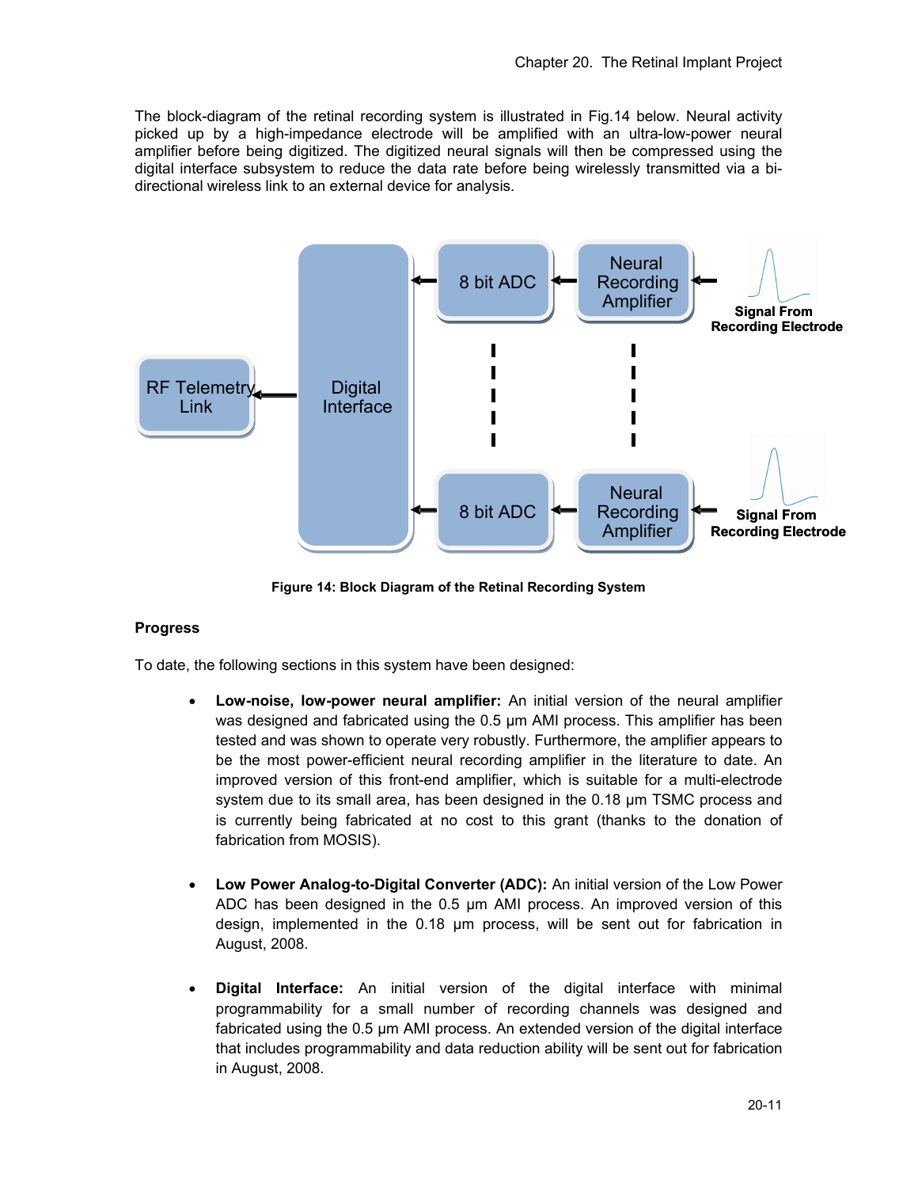The block-diagram of the retinal recording system is illustrated in Fig.14 below. Neural activity picked up by a high-impedance electrode will be amplified with an ultra-low-power neural amplifier before being digitized. The digitized neural signals will then be compressed using the digital interface subsystem to reduce the data rate before being wirelessly transmitted via a bi-directional wireless link to an external device for analysis.

**Figure 14: Block Diagram of the Retinal Recording System**

**Progress**

To date, the following sections in this system have been designed:

- **Low-noise, low-power neural amplifier:** An initial version of the neural amplifier was designed and fabricated using the 0.5 µm AMI process. This amplifier has been tested and was shown to operate very robustly. Furthermore, the amplifier appears to be the most power-efficient neural recording amplifier in the literature to date. An improved version of this front-end amplifier, which is suitable for a multi-electrode system due to its small area, has been designed in the 0.18 µm TSMC process and is currently being fabricated at no cost to this grant (thanks to the donation of fabrication from MOSIS).

- **Low Power Analog-to-Digital Converter (ADC):** An initial version of the Low Power ADC has been designed in the 0.5 µm AMI process. An improved version of this design, implemented in the 0.18 µm process, will be sent out for fabrication in August, 2008.

- **Digital Interface:** An initial version of the digital interface with minimal programmability for a small number of recording channels was designed and fabricated using the 0.5 µm AMI process. An extended version of the digital interface that includes programmability and data reduction ability will be sent out for fabrication in August, 2008.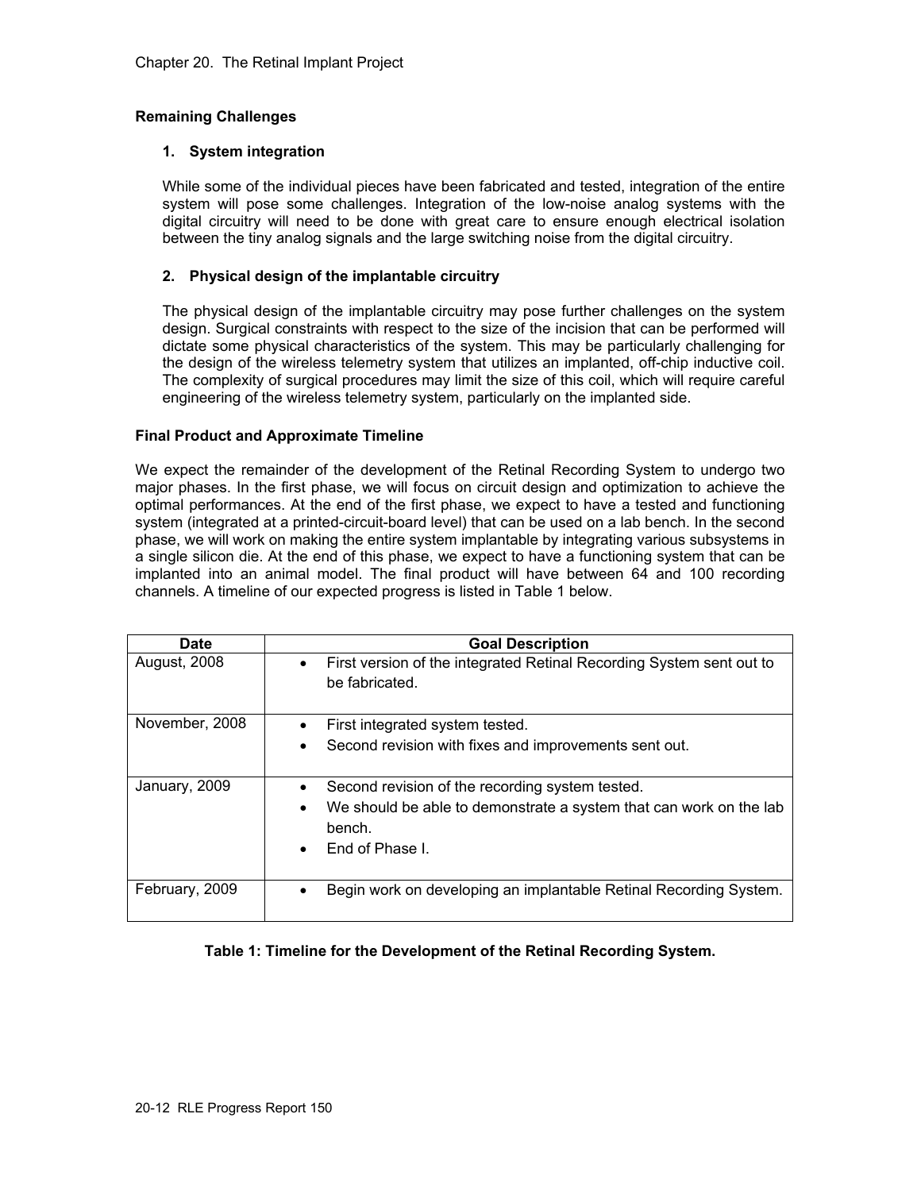## Remaining Challenges

### 1. System integration

While some of the individual pieces have been fabricated and tested, integration of the entire system will pose some challenges. Integration of the low-noise analog systems with the digital circuitry will need to be done with great care to ensure enough electrical isolation between the tiny analog signals and the large switching noise from the digital circuitry.

### 2. Physical design of the implantable circuitry

The physical design of the implantable circuitry may pose further challenges on the system design. Surgical constraints with respect to the size of the incision that can be performed will dictate some physical characteristics of the system. This may be particularly challenging for the design of the wireless telemetry system that utilizes an implanted, off-chip inductive coil. The complexity of surgical procedures may limit the size of this coil, which will require careful engineering of the wireless telemetry system, particularly on the implanted side.

## Final Product and Approximate Timeline

We expect the remainder of the development of the Retinal Recording System to undergo two major phases. In the first phase, we will focus on circuit design and optimization to achieve the optimal performances. At the end of the first phase, we expect to have a tested and functioning system (integrated at a printed-circuit-board level) that can be used on a lab bench. In the second phase, we will work on making the entire system implantable by integrating various subsystems in a single silicon die. At the end of this phase, we expect to have a functioning system that can be implanted into an animal model. The final product will have between 64 and 100 recording channels. A timeline of our expected progress is listed in Table 1 below.

| Date | Goal Description |
|---|---|
| August, 2008 | • First version of the integrated Retinal Recording System sent out to be fabricated. |
| November, 2008 | • First integrated system tested.<br>• Second revision with fixes and improvements sent out. |
| January, 2009 | • Second revision of the recording system tested.<br>• We should be able to demonstrate a system that can work on the lab bench.<br>• End of Phase I. |
| February, 2009 | • Begin work on developing an implantable Retinal Recording System. |

**Table 1: Timeline for the Development of the Retinal Recording System.**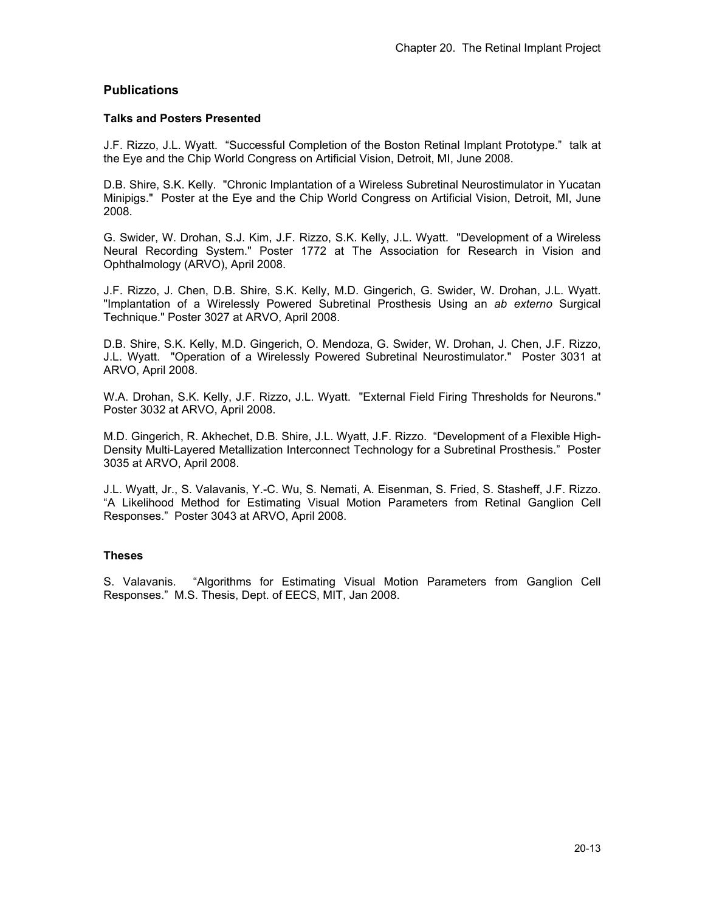## Publications

### Talks and Posters Presented

J.F. Rizzo, J.L. Wyatt. “Successful Completion of the Boston Retinal Implant Prototype.” talk at the Eye and the Chip World Congress on Artificial Vision, Detroit, MI, June 2008.

D.B. Shire, S.K. Kelly. "Chronic Implantation of a Wireless Subretinal Neurostimulator in Yucatan Minipigs." Poster at the Eye and the Chip World Congress on Artificial Vision, Detroit, MI, June 2008.

G. Swider, W. Drohan, S.J. Kim, J.F. Rizzo, S.K. Kelly, J.L. Wyatt. "Development of a Wireless Neural Recording System." Poster 1772 at The Association for Research in Vision and Ophthalmology (ARVO), April 2008.

J.F. Rizzo, J. Chen, D.B. Shire, S.K. Kelly, M.D. Gingerich, G. Swider, W. Drohan, J.L. Wyatt. "Implantation of a Wirelessly Powered Subretinal Prosthesis Using an *ab externo* Surgical Technique." Poster 3027 at ARVO, April 2008.

D.B. Shire, S.K. Kelly, M.D. Gingerich, O. Mendoza, G. Swider, W. Drohan, J. Chen, J.F. Rizzo, J.L. Wyatt. "Operation of a Wirelessly Powered Subretinal Neurostimulator." Poster 3031 at ARVO, April 2008.

W.A. Drohan, S.K. Kelly, J.F. Rizzo, J.L. Wyatt. "External Field Firing Thresholds for Neurons." Poster 3032 at ARVO, April 2008.

M.D. Gingerich, R. Akhechet, D.B. Shire, J.L. Wyatt, J.F. Rizzo. “Development of a Flexible High-Density Multi-Layered Metallization Interconnect Technology for a Subretinal Prosthesis.” Poster 3035 at ARVO, April 2008.

J.L. Wyatt, Jr., S. Valavanis, Y.-C. Wu, S. Nemati, A. Eisenman, S. Fried, S. Stasheff, J.F. Rizzo. “A Likelihood Method for Estimating Visual Motion Parameters from Retinal Ganglion Cell Responses.” Poster 3043 at ARVO, April 2008.

### Theses

S. Valavanis. “Algorithms for Estimating Visual Motion Parameters from Ganglion Cell Responses.” M.S. Thesis, Dept. of EECS, MIT, Jan 2008.